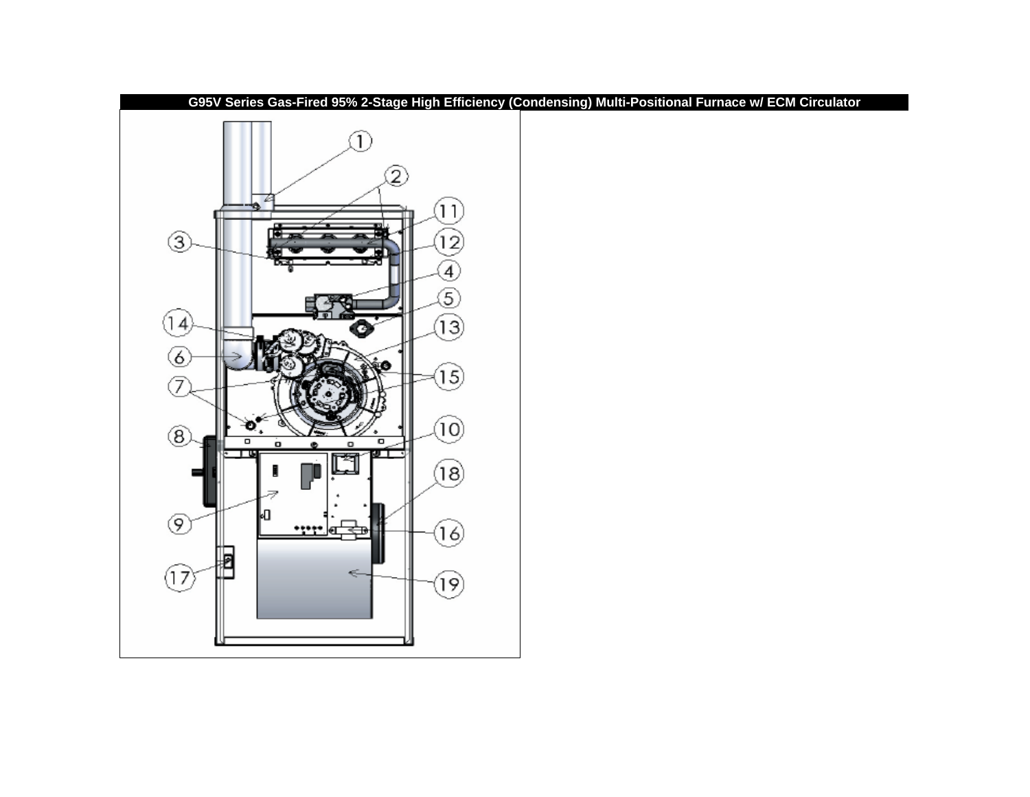## G95V Series Gas-Fired 95% 2-Stage High Efficiency (Condensing) Multi-Positional Furnace w/ ECM Circulator

1
2
11
3
12
4
5
14
13
6
7
15
8
10
18
9
16
17
19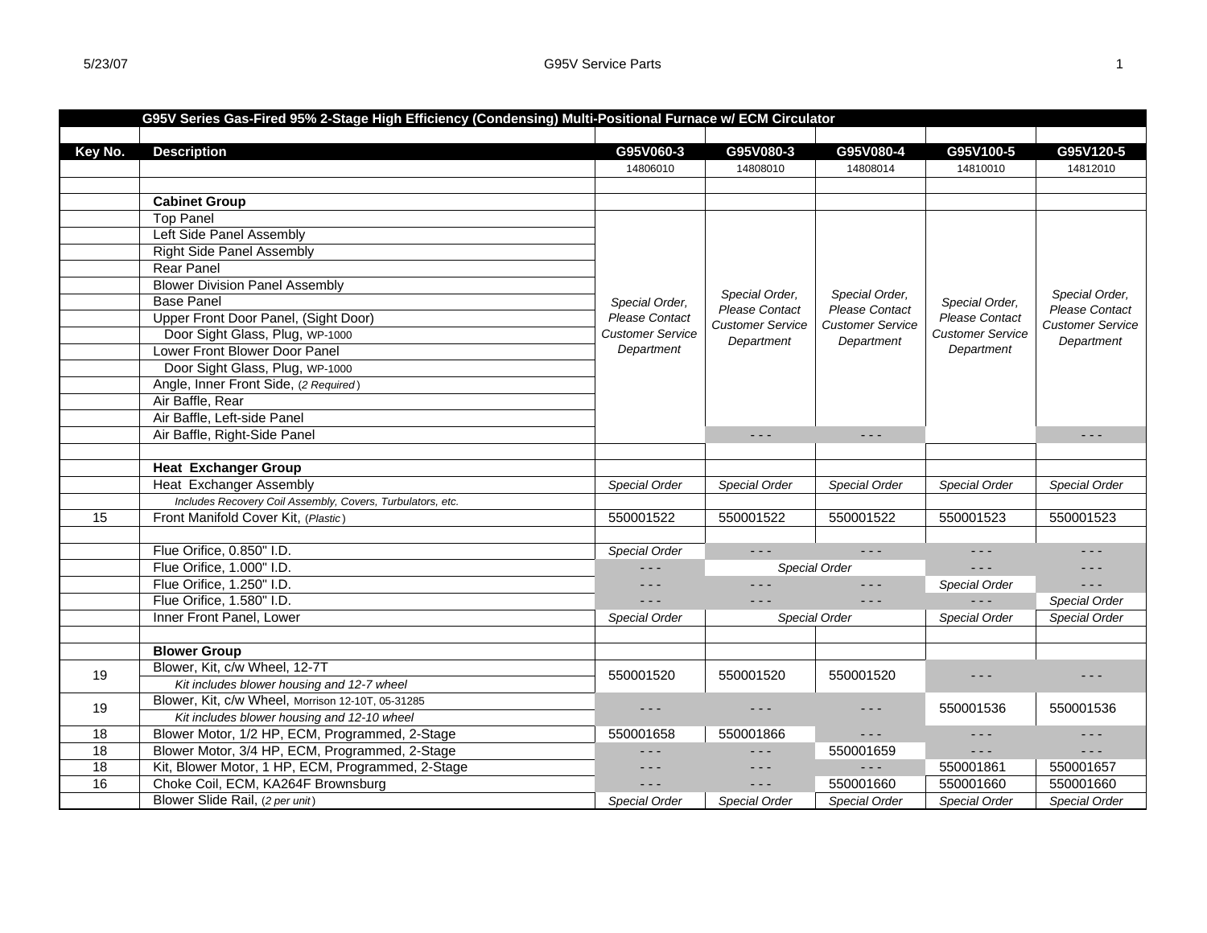| | G95V Series Gas-Fired 95% 2-Stage High Efficiency (Condensing) Multi-Positional Furnace w/ ECM Circulator | | | | | |
|---|---|---|---|---|---|---|
| **Key No.** | **Description** | **G95V060-3** | **G95V080-3** | **G95V080-4** | **G95V100-5** | **G95V120-5** |
| | | 14806010 | 14808010 | 14808014 | 14810010 | 14812010 |
| | | | | | | |
| | **Cabinet Group** | | | | | |
| | Top Panel | *Special Order, Please Contact Customer Service Department* | *Special Order, Please Contact Customer Service Department* | *Special Order, Please Contact Customer Service Department* | *Special Order, Please Contact Customer Service Department* | *Special Order, Please Contact Customer Service Department* |
| | Left Side Panel Assembly | | | | | |
| | Right Side Panel Assembly | | | | | |
| | Rear Panel | | | | | |
| | Blower Division Panel Assembly | | | | | |
| | Base Panel | | | | | |
| | Upper Front Door Panel, (Sight Door) | | | | | |
| | Door Sight Glass, Plug, WP-1000 | | | | | |
| | Lower Front Blower Door Panel | | | | | |
| | Door Sight Glass, Plug, WP-1000 | | | | | |
| | Angle, Inner Front Side, (*2 Required*) | | | | | |
| | Air Baffle, Rear | | | | | |
| | Air Baffle, Left-side Panel | | | | | |
| | Air Baffle, Right-Side Panel | | - - - | - - - | | - - - |
| | | | | | | |
| | **Heat Exchanger Group** | | | | | |
| | Heat Exchanger Assembly | *Special Order* | *Special Order* | *Special Order* | *Special Order* | *Special Order* |
| | *Includes Recovery Coil Assembly, Covers, Turbulators, etc.* | | | | | |
| 15 | Front Manifold Cover Kit, (*Plastic*) | 550001522 | 550001522 | 550001522 | 550001523 | 550001523 |
| | | | | | | |
| | Flue Orifice, 0.850" I.D. | *Special Order* | - - - | - - - | - - - | - - - |
| | Flue Orifice, 1.000" I.D. | - - - | *Special Order* | | - - - | - - - |
| | Flue Orifice, 1.250" I.D. | - - - | - - - | - - - | *Special Order* | - - - |
| | Flue Orifice, 1.580" I.D. | - - - | - - - | - - - | - - - | *Special Order* |
| | Inner Front Panel, Lower | *Special Order* | *Special Order* | | *Special Order* | *Special Order* |
| | | | | | | |
| | **Blower Group** | | | | | |
| 19 | Blower, Kit, c/w Wheel, 12-7T<br>*Kit includes blower housing and 12-7 wheel* | 550001520 | 550001520 | 550001520 | - - - | - - - |
| 19 | Blower, Kit, c/w Wheel, Morrison 12-10T, 05-31285<br>*Kit includes blower housing and 12-10 wheel* | - - - | - - - | - - - | 550001536 | 550001536 |
| 18 | Blower Motor, 1/2 HP, ECM, Programmed, 2-Stage | 550001658 | 550001866 | - - - | - - - | - - - |
| 18 | Blower Motor, 3/4 HP, ECM, Programmed, 2-Stage | - - - | - - - | 550001659 | - - - | - - - |
| 18 | Kit, Blower Motor, 1 HP, ECM, Programmed, 2-Stage | - - - | - - - | - - - | 550001861 | 550001657 |
| 16 | Choke Coil, ECM, KA264F Brownsburg | - - - | - - - | 550001660 | 550001660 | 550001660 |
| | Blower Slide Rail, (*2 per unit*) | *Special Order* | *Special Order* | *Special Order* | *Special Order* | *Special Order* |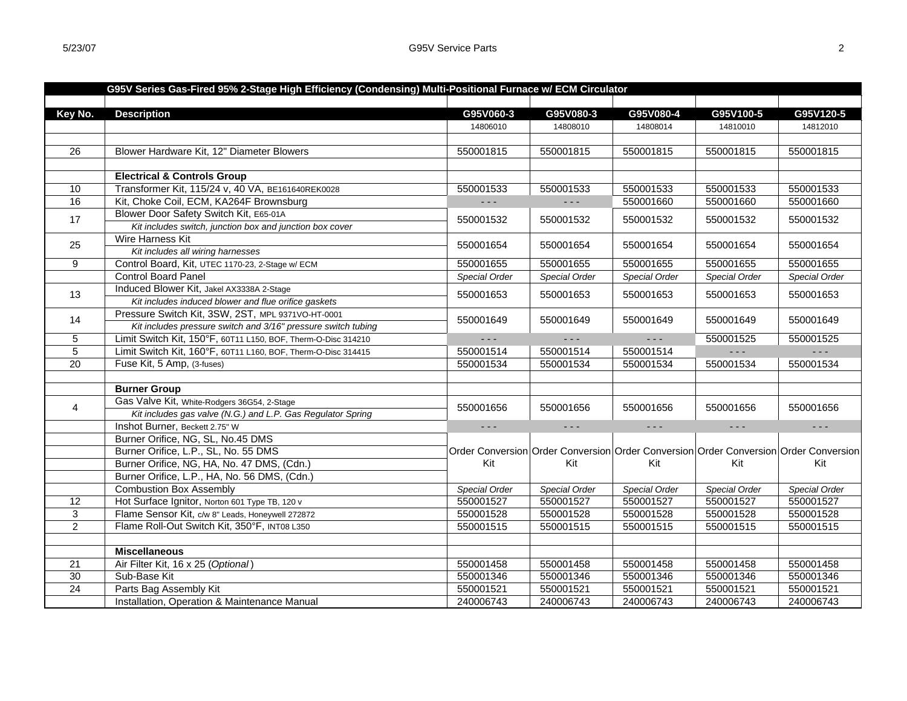| Key No. | Description | G95V060-3 | G95V080-3 | G95V080-4 | G95V100-5 | G95V120-5 |
|---|---|---|---|---|---|---|
| | G95V Series Gas-Fired 95% 2-Stage High Efficiency (Condensing) Multi-Positional Furnace w/ ECM Circulator | | | | | |
| | | 14806010 | 14808010 | 14808014 | 14810010 | 14812010 |
| 26 | Blower Hardware Kit, 12" Diameter Blowers | 550001815 | 550001815 | 550001815 | 550001815 | 550001815 |
| | **Electrical & Controls Group** | | | | | |
| 10 | Transformer Kit, 115/24 v, 40 VA, BE161640REK0028 | 550001533 | 550001533 | 550001533 | 550001533 | 550001533 |
| 16 | Kit, Choke Coil, ECM, KA264F Brownsburg | - - - | - - - | 550001660 | 550001660 | 550001660 |
| 17 | Blower Door Safety Switch Kit, E65-01A<br>*Kit includes switch, junction box and junction box cover* | 550001532 | 550001532 | 550001532 | 550001532 | 550001532 |
| 25 | Wire Harness Kit<br>*Kit includes all wiring harnesses* | 550001654 | 550001654 | 550001654 | 550001654 | 550001654 |
| 9 | Control Board, Kit, UTEC 1170-23, 2-Stage w/ ECM | 550001655 | 550001655 | 550001655 | 550001655 | 550001655 |
| | Control Board Panel | *Special Order* | *Special Order* | *Special Order* | *Special Order* | *Special Order* |
| 13 | Induced Blower Kit, Jakel AX3338A 2-Stage<br>*Kit includes induced blower and flue orifice gaskets* | 550001653 | 550001653 | 550001653 | 550001653 | 550001653 |
| 14 | Pressure Switch Kit, 3SW, 2ST, MPL 9371VO-HT-0001<br>*Kit includes pressure switch and 3/16" pressure switch tubing* | 550001649 | 550001649 | 550001649 | 550001649 | 550001649 |
| 5 | Limit Switch Kit, 150°F, 60T11 L150, BOF, Therm-O-Disc 314210 | - - - | - - - | - - - | 550001525 | 550001525 |
| 5 | Limit Switch Kit, 160°F, 60T11 L160, BOF, Therm-O-Disc 314415 | 550001514 | 550001514 | 550001514 | - - - | - - - |
| 20 | Fuse Kit, 5 Amp, (3-fuses) | 550001534 | 550001534 | 550001534 | 550001534 | 550001534 |
| | **Burner Group** | | | | | |
| 4 | Gas Valve Kit, White-Rodgers 36G54, 2-Stage<br>*Kit includes gas valve (N.G.) and L.P. Gas Regulator Spring* | 550001656 | 550001656 | 550001656 | 550001656 | 550001656 |
| | Inshot Burner, Beckett 2.75" W | - - - | - - - | - - - | - - - | - - - |
| | Burner Orifice, NG, SL, No.45 DMS<br>Burner Orifice, L.P., SL, No. 55 DMS<br>Burner Orifice, NG, HA, No. 47 DMS, (Cdn.)<br>Burner Orifice, L.P., HA, No. 56 DMS, (Cdn.) | Order Conversion Kit | Order Conversion Kit | Order Conversion Kit | Order Conversion Kit | Order Conversion Kit |
| | Combustion Box Assembly | *Special Order* | *Special Order* | *Special Order* | *Special Order* | *Special Order* |
| 12 | Hot Surface Ignitor, Norton 601 Type TB, 120 v | 550001527 | 550001527 | 550001527 | 550001527 | 550001527 |
| 3 | Flame Sensor Kit, c/w 8" Leads, Honeywell 272872 | 550001528 | 550001528 | 550001528 | 550001528 | 550001528 |
| 2 | Flame Roll-Out Switch Kit, 350°F, INT08 L350 | 550001515 | 550001515 | 550001515 | 550001515 | 550001515 |
| | **Miscellaneous** | | | | | |
| 21 | Air Filter Kit, 16 x 25 (*Optional*) | 550001458 | 550001458 | 550001458 | 550001458 | 550001458 |
| 30 | Sub-Base Kit | 550001346 | 550001346 | 550001346 | 550001346 | 550001346 |
| 24 | Parts Bag Assembly Kit | 550001521 | 550001521 | 550001521 | 550001521 | 550001521 |
| | Installation, Operation & Maintenance Manual | 240006743 | 240006743 | 240006743 | 240006743 | 240006743 |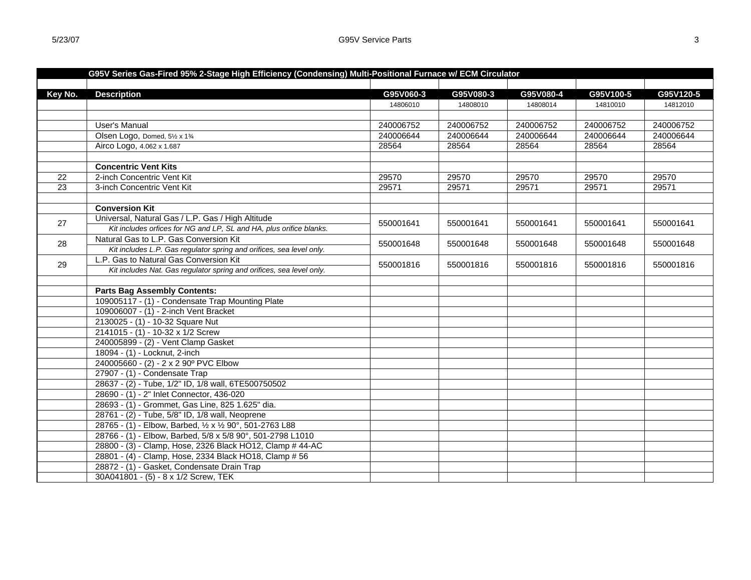| | G95V Series Gas-Fired 95% 2-Stage High Efficiency (Condensing) Multi-Positional Furnace w/ ECM Circulator | | | | | |
|---|---|---|---|---|---|---|
| **Key No.** | **Description** | **G95V060-3** | **G95V080-3** | **G95V080-4** | **G95V100-5** | **G95V120-5** |
| | | 14806010 | 14808010 | 14808014 | 14810010 | 14812010 |
| | | | | | | |
| | User's Manual | 240006752 | 240006752 | 240006752 | 240006752 | 240006752 |
| | Olsen Logo, Domed, 5½ x 1¾ | 240006644 | 240006644 | 240006644 | 240006644 | 240006644 |
| | Airco Logo, 4.062 x 1.687 | 28564 | 28564 | 28564 | 28564 | 28564 |
| | | | | | | |
| | **Concentric Vent Kits** | | | | | |
| 22 | 2-inch Concentric Vent Kit | 29570 | 29570 | 29570 | 29570 | 29570 |
| 23 | 3-inch Concentric Vent Kit | 29571 | 29571 | 29571 | 29571 | 29571 |
| | | | | | | |
| | **Conversion Kit** | | | | | |
| 27 | Universal, Natural Gas / L.P. Gas / High Altitude<br>*Kit includes orfices for NG and LP, SL and HA, plus orifice blanks.* | 550001641 | 550001641 | 550001641 | 550001641 | 550001641 |
| 28 | Natural Gas to L.P. Gas Conversion Kit<br>*Kit includes L.P. Gas regulator spring and orifices, sea level only.* | 550001648 | 550001648 | 550001648 | 550001648 | 550001648 |
| 29 | L.P. Gas to Natural Gas Conversion Kit<br>*Kit includes Nat. Gas regulator spring and orifices, sea level only.* | 550001816 | 550001816 | 550001816 | 550001816 | 550001816 |
| | | | | | | |
| | **Parts Bag Assembly Contents:** | | | | | |
| | 109005117 - (1) - Condensate Trap Mounting Plate | | | | | |
| | 109006007 - (1) - 2-inch Vent Bracket | | | | | |
| | 2130025 - (1) - 10-32 Square Nut | | | | | |
| | 2141015 - (1) - 10-32 x 1/2 Screw | | | | | |
| | 240005899 - (2) - Vent Clamp Gasket | | | | | |
| | 18094 - (1) - Locknut, 2-inch | | | | | |
| | 240005660 - (2) - 2 x 2 90º PVC Elbow | | | | | |
| | 27907 - (1) - Condensate Trap | | | | | |
| | 28637 - (2) - Tube, 1/2" ID, 1/8 wall, 6TE500750502 | | | | | |
| | 28690 - (1) - 2" Inlet Connector, 436-020 | | | | | |
| | 28693 - (1) - Grommet, Gas Line, 825 1.625" dia. | | | | | |
| | 28761 - (2) - Tube, 5/8" ID, 1/8 wall, Neoprene | | | | | |
| | 28765 - (1) - Elbow, Barbed, ½ x ½ 90°, 501-2763 L88 | | | | | |
| | 28766 - (1) - Elbow, Barbed, 5/8 x 5/8 90°, 501-2798 L1010 | | | | | |
| | 28800 - (3) - Clamp, Hose, 2326 Black HO12, Clamp # 44-AC | | | | | |
| | 28801 - (4) - Clamp, Hose, 2334 Black HO18, Clamp # 56 | | | | | |
| | 28872 - (1) - Gasket, Condensate Drain Trap | | | | | |
| | 30A041801 - (5) - 8 x 1/2 Screw, TEK | | | | | |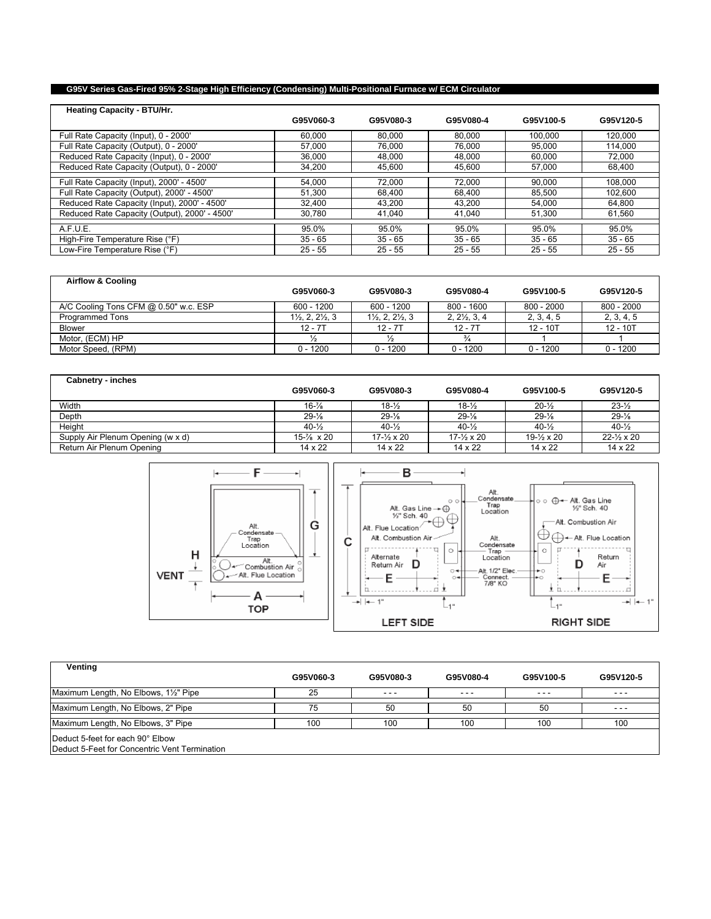## G95V Series Gas-Fired 95% 2-Stage High Efficiency (Condensing) Multi-Positional Furnace w/ ECM Circulator

| Heating Capacity - BTU/Hr. | G95V060-3 | G95V080-3 | G95V080-4 | G95V100-5 | G95V120-5 |
|---|---|---|---|---|---|
| Full Rate Capacity (Input), 0 - 2000' | 60,000 | 80,000 | 80,000 | 100,000 | 120,000 |
| Full Rate Capacity (Output), 0 - 2000' | 57,000 | 76,000 | 76,000 | 95,000 | 114,000 |
| Reduced Rate Capacity (Input), 0 - 2000' | 36,000 | 48,000 | 48,000 | 60,000 | 72,000 |
| Reduced Rate Capacity (Output), 0 - 2000' | 34,200 | 45,600 | 45,600 | 57,000 | 68,400 |
| Full Rate Capacity (Input), 2000' - 4500' | 54,000 | 72,000 | 72,000 | 90,000 | 108,000 |
| Full Rate Capacity (Output), 2000' - 4500' | 51,300 | 68,400 | 68,400 | 85,500 | 102,600 |
| Reduced Rate Capacity (Input), 2000' - 4500' | 32,400 | 43,200 | 43,200 | 54,000 | 64,800 |
| Reduced Rate Capacity (Output), 2000' - 4500' | 30,780 | 41,040 | 41,040 | 51,300 | 61,560 |
| A.F.U.E. | 95.0% | 95.0% | 95.0% | 95.0% | 95.0% |
| High-Fire Temperature Rise (°F) | 35 - 65 | 35 - 65 | 35 - 65 | 35 - 65 | 35 - 65 |
| Low-Fire Temperature Rise (°F) | 25 - 55 | 25 - 55 | 25 - 55 | 25 - 55 | 25 - 55 |

| Airflow & Cooling | G95V060-3 | G95V080-3 | G95V080-4 | G95V100-5 | G95V120-5 |
|---|---|---|---|---|---|
| A/C Cooling Tons CFM @ 0.50" w.c. ESP | 600 - 1200 | 600 - 1200 | 800 - 1600 | 800 - 2000 | 800 - 2000 |
| Programmed Tons | 1½, 2, 2½, 3 | 1½, 2, 2½, 3 | 2, 2½, 3, 4 | 2, 3, 4, 5 | 2, 3, 4, 5 |
| Blower | 12 - 7T | 12 - 7T | 12 - 7T | 12 - 10T | 12 - 10T |
| Motor, (ECM) HP | ½ | ½ | ¾ | 1 | 1 |
| Motor Speed, (RPM) | 0 - 1200 | 0 - 1200 | 0 - 1200 | 0 - 1200 | 0 - 1200 |

| Cabnetry - inches | G95V060-3 | G95V080-3 | G95V080-4 | G95V100-5 | G95V120-5 |
|---|---|---|---|---|---|
| Width | 16-⅞ | 18-½ | 18-½ | 20-½ | 23-½ |
| Depth | 29-⅛ | 29-⅛ | 29-⅛ | 29-⅛ | 29-⅛ |
| Height | 40-½ | 40-½ | 40-½ | 40-½ | 40-½ |
| Supply Air Plenum Opening (w x d) | 15-⅞ x 20 | 17-½ x 20 | 17-½ x 20 | 19-½ x 20 | 22-½ x 20 |
| Return Air Plenum Opening | 14 x 22 | 14 x 22 | 14 x 22 | 14 x 22 | 14 x 22 |

F
G
H
VENT
A
TOP
Alt. Condensate Trap Location
Alt. Combustion Air
Alt. Flue Location

B
C
Alt. Gas Line ½" Sch. 40
Alt. Flue Location
Alt. Combustion Air
Alternate Return Air
D
E
1"
Alt. Condensate Trap Location
Alt. 1/2" Elec. Connect. 7/8" KO
LEFT SIDE

Alt. Gas Line ½" Sch. 40
Alt. Combustion Air
Alt. Flue Location
Return Air
D
E
1"
RIGHT SIDE

| Venting | G95V060-3 | G95V080-3 | G95V080-4 | G95V100-5 | G95V120-5 |
|---|---|---|---|---|---|
| Maximum Length, No Elbows, 1½" Pipe | 25 | - - - | - - - | - - - | - - - |
| Maximum Length, No Elbows, 2" Pipe | 75 | 50 | 50 | 50 | - - - |
| Maximum Length, No Elbows, 3" Pipe | 100 | 100 | 100 | 100 | 100 |

Deduct 5-feet for each 90° Elbow
Deduct 5-Feet for Concentric Vent Termination